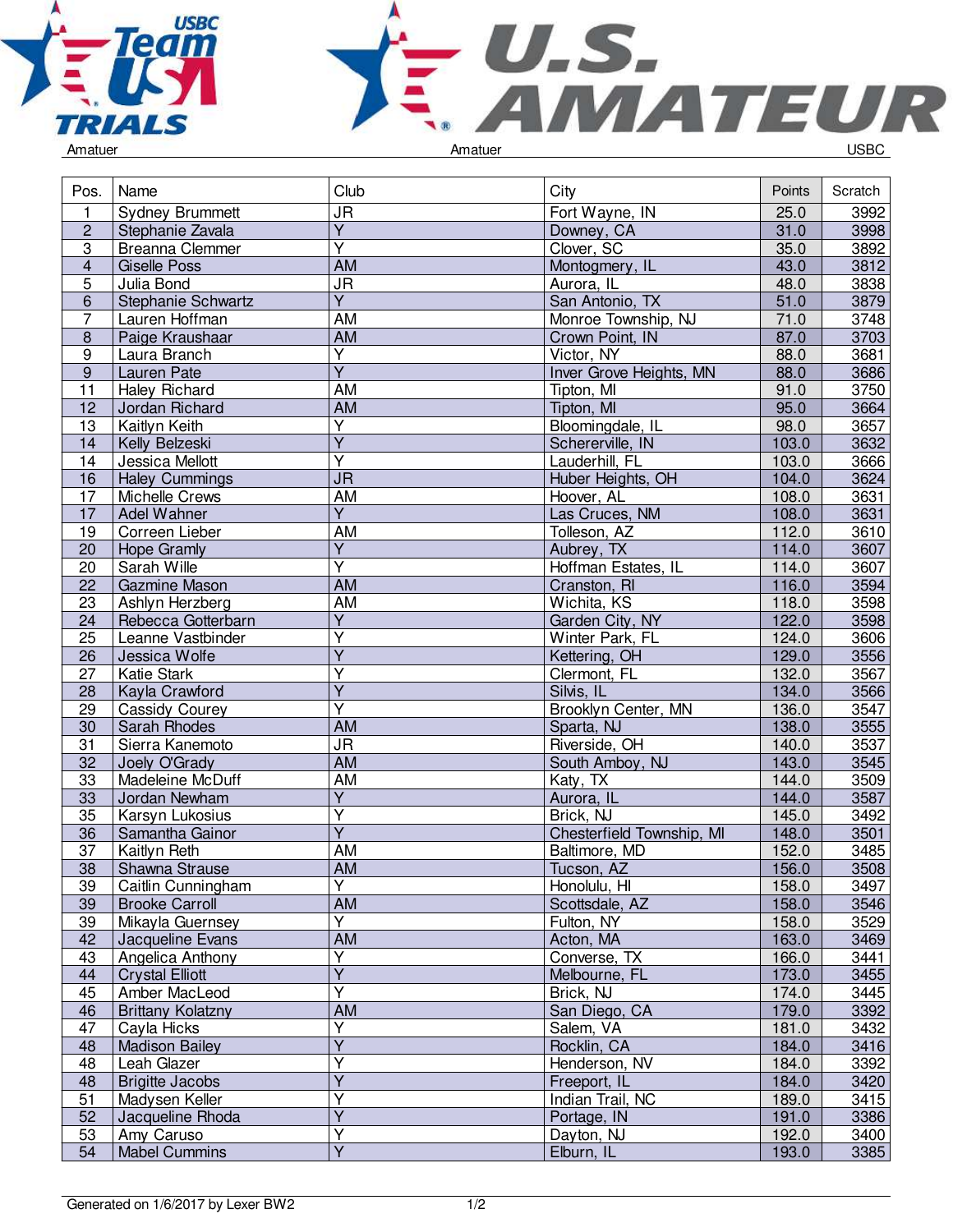Amatuer | Amatuer | USBC

| Pos. | Name | Club | City | Points | Scratch |
| --- | --- | --- | --- | --- | --- |
| 1 | Sydney Brummett | JR | Fort Wayne, IN | 25.0 | 3992 |
| 2 | Stephanie Zavala | Y | Downey, CA | 31.0 | 3998 |
| 3 | Breanna Clemmer | Y | Clover, SC | 35.0 | 3892 |
| 4 | Giselle Poss | AM | Montogmery, IL | 43.0 | 3812 |
| 5 | Julia Bond | JR | Aurora, IL | 48.0 | 3838 |
| 6 | Stephanie Schwartz | Y | San Antonio, TX | 51.0 | 3879 |
| 7 | Lauren Hoffman | AM | Monroe Township, NJ | 71.0 | 3748 |
| 8 | Paige Kraushaar | AM | Crown Point, IN | 87.0 | 3703 |
| 9 | Laura Branch | Y | Victor, NY | 88.0 | 3681 |
| 9 | Lauren Pate | Y | Inver Grove Heights, MN | 88.0 | 3686 |
| 11 | Haley Richard | AM | Tipton, MI | 91.0 | 3750 |
| 12 | Jordan Richard | AM | Tipton, MI | 95.0 | 3664 |
| 13 | Kaitlyn Keith | Y | Bloomingdale, IL | 98.0 | 3657 |
| 14 | Kelly Belzeski | Y | Schererville, IN | 103.0 | 3632 |
| 14 | Jessica Mellott | Y | Lauderhill, FL | 103.0 | 3666 |
| 16 | Haley Cummings | JR | Huber Heights, OH | 104.0 | 3624 |
| 17 | Michelle Crews | AM | Hoover, AL | 108.0 | 3631 |
| 17 | Adel Wahner | Y | Las Cruces, NM | 108.0 | 3631 |
| 19 | Correen Lieber | AM | Tolleson, AZ | 112.0 | 3610 |
| 20 | Hope Gramly | Y | Aubrey, TX | 114.0 | 3607 |
| 20 | Sarah Wille | Y | Hoffman Estates, IL | 114.0 | 3607 |
| 22 | Gazmine Mason | AM | Cranston, RI | 116.0 | 3594 |
| 23 | Ashlyn Herzberg | AM | Wichita, KS | 118.0 | 3598 |
| 24 | Rebecca Gotterbarn | Y | Garden City, NY | 122.0 | 3598 |
| 25 | Leanne Vastbinder | Y | Winter Park, FL | 124.0 | 3606 |
| 26 | Jessica Wolfe | Y | Kettering, OH | 129.0 | 3556 |
| 27 | Katie Stark | Y | Clermont, FL | 132.0 | 3567 |
| 28 | Kayla Crawford | Y | Silvis, IL | 134.0 | 3566 |
| 29 | Cassidy Courey | Y | Brooklyn Center, MN | 136.0 | 3547 |
| 30 | Sarah Rhodes | AM | Sparta, NJ | 138.0 | 3555 |
| 31 | Sierra Kanemoto | JR | Riverside, OH | 140.0 | 3537 |
| 32 | Joely O'Grady | AM | South Amboy, NJ | 143.0 | 3545 |
| 33 | Madeleine McDuff | AM | Katy, TX | 144.0 | 3509 |
| 33 | Jordan Newham | Y | Aurora, IL | 144.0 | 3587 |
| 35 | Karsyn Lukosius | Y | Brick, NJ | 145.0 | 3492 |
| 36 | Samantha Gainor | Y | Chesterfield Township, MI | 148.0 | 3501 |
| 37 | Kaitlyn Reth | AM | Baltimore, MD | 152.0 | 3485 |
| 38 | Shawna Strause | AM | Tucson, AZ | 156.0 | 3508 |
| 39 | Caitlin Cunningham | Y | Honolulu, HI | 158.0 | 3497 |
| 39 | Brooke Carroll | AM | Scottsdale, AZ | 158.0 | 3546 |
| 39 | Mikayla Guernsey | Y | Fulton, NY | 158.0 | 3529 |
| 42 | Jacqueline Evans | AM | Acton, MA | 163.0 | 3469 |
| 43 | Angelica Anthony | Y | Converse, TX | 166.0 | 3441 |
| 44 | Crystal Elliott | Y | Melbourne, FL | 173.0 | 3455 |
| 45 | Amber MacLeod | Y | Brick, NJ | 174.0 | 3445 |
| 46 | Brittany Kolatzny | AM | San Diego, CA | 179.0 | 3392 |
| 47 | Cayla Hicks | Y | Salem, VA | 181.0 | 3432 |
| 48 | Madison Bailey | Y | Rocklin, CA | 184.0 | 3416 |
| 48 | Leah Glazer | Y | Henderson, NV | 184.0 | 3392 |
| 48 | Brigitte Jacobs | Y | Freeport, IL | 184.0 | 3420 |
| 51 | Madysen Keller | Y | Indian Trail, NC | 189.0 | 3415 |
| 52 | Jacqueline Rhoda | Y | Portage, IN | 191.0 | 3386 |
| 53 | Amy Caruso | Y | Dayton, NJ | 192.0 | 3400 |
| 54 | Mabel Cummins | Y | Elburn, IL | 193.0 | 3385 |

Generated on 1/6/2017 by Lexer BW2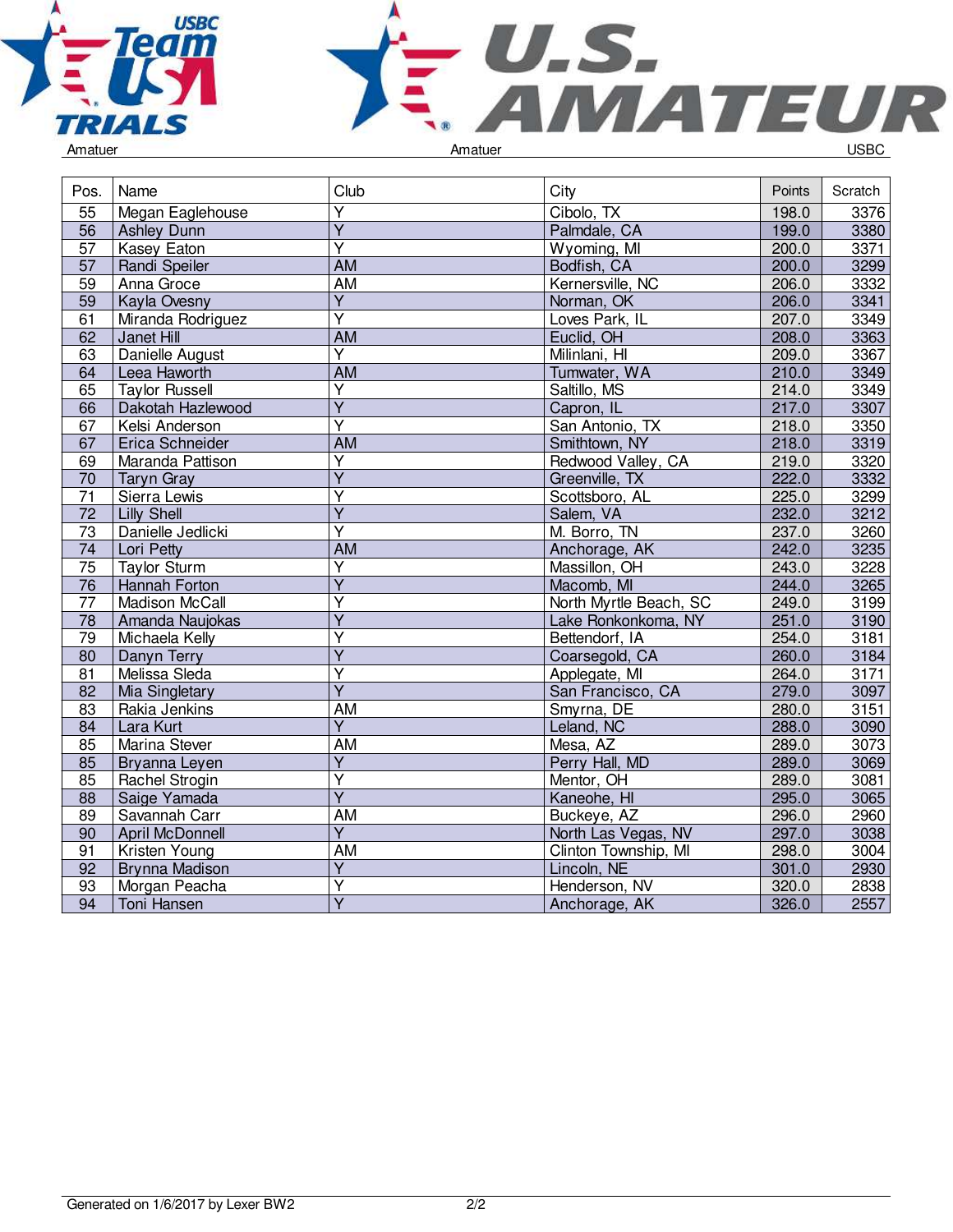Amatuer Amatuer USBC

| Pos. | Name | Club | City | Points | Scratch |
|---|---|---|---|---|---|
| 55 | Megan Eaglehouse | Y | Cibolo, TX | 198.0 | 3376 |
| 56 | Ashley Dunn | Y | Palmdale, CA | 199.0 | 3380 |
| 57 | Kasey Eaton | Y | Wyoming, MI | 200.0 | 3371 |
| 57 | Randi Speiler | AM | Bodfish, CA | 200.0 | 3299 |
| 59 | Anna Groce | AM | Kernersville, NC | 206.0 | 3332 |
| 59 | Kayla Ovesny | Y | Norman, OK | 206.0 | 3341 |
| 61 | Miranda Rodriguez | Y | Loves Park, IL | 207.0 | 3349 |
| 62 | Janet Hill | AM | Euclid, OH | 208.0 | 3363 |
| 63 | Danielle August | Y | Milinlani, HI | 209.0 | 3367 |
| 64 | Leea Haworth | AM | Tumwater, WA | 210.0 | 3349 |
| 65 | Taylor Russell | Y | Saltillo, MS | 214.0 | 3349 |
| 66 | Dakotah Hazlewood | Y | Capron, IL | 217.0 | 3307 |
| 67 | Kelsi Anderson | Y | San Antonio, TX | 218.0 | 3350 |
| 67 | Erica Schneider | AM | Smithtown, NY | 218.0 | 3319 |
| 69 | Maranda Pattison | Y | Redwood Valley, CA | 219.0 | 3320 |
| 70 | Taryn Gray | Y | Greenville, TX | 222.0 | 3332 |
| 71 | Sierra Lewis | Y | Scottsboro, AL | 225.0 | 3299 |
| 72 | Lilly Shell | Y | Salem, VA | 232.0 | 3212 |
| 73 | Danielle Jedlicki | Y | M. Borro, TN | 237.0 | 3260 |
| 74 | Lori Petty | AM | Anchorage, AK | 242.0 | 3235 |
| 75 | Taylor Sturm | Y | Massillon, OH | 243.0 | 3228 |
| 76 | Hannah Forton | Y | Macomb, MI | 244.0 | 3265 |
| 77 | Madison McCall | Y | North Myrtle Beach, SC | 249.0 | 3199 |
| 78 | Amanda Naujokas | Y | Lake Ronkonkoma, NY | 251.0 | 3190 |
| 79 | Michaela Kelly | Y | Bettendorf, IA | 254.0 | 3181 |
| 80 | Danyn Terry | Y | Coarsegold, CA | 260.0 | 3184 |
| 81 | Melissa Sleda | Y | Applegate, MI | 264.0 | 3171 |
| 82 | Mia Singletary | Y | San Francisco, CA | 279.0 | 3097 |
| 83 | Rakia Jenkins | AM | Smyrna, DE | 280.0 | 3151 |
| 84 | Lara Kurt | Y | Leland, NC | 288.0 | 3090 |
| 85 | Marina Stever | AM | Mesa, AZ | 289.0 | 3073 |
| 85 | Bryanna Leyen | Y | Perry Hall, MD | 289.0 | 3069 |
| 85 | Rachel Strogin | Y | Mentor, OH | 289.0 | 3081 |
| 88 | Saige Yamada | Y | Kaneohe, HI | 295.0 | 3065 |
| 89 | Savannah Carr | AM | Buckeye, AZ | 296.0 | 2960 |
| 90 | April McDonnell | Y | North Las Vegas, NV | 297.0 | 3038 |
| 91 | Kristen Young | AM | Clinton Township, MI | 298.0 | 3004 |
| 92 | Brynna Madison | Y | Lincoln, NE | 301.0 | 2930 |
| 93 | Morgan Peacha | Y | Henderson, NV | 320.0 | 2838 |
| 94 | Toni Hansen | Y | Anchorage, AK | 326.0 | 2557 |

Generated on 1/6/2017 by Lexer BW2